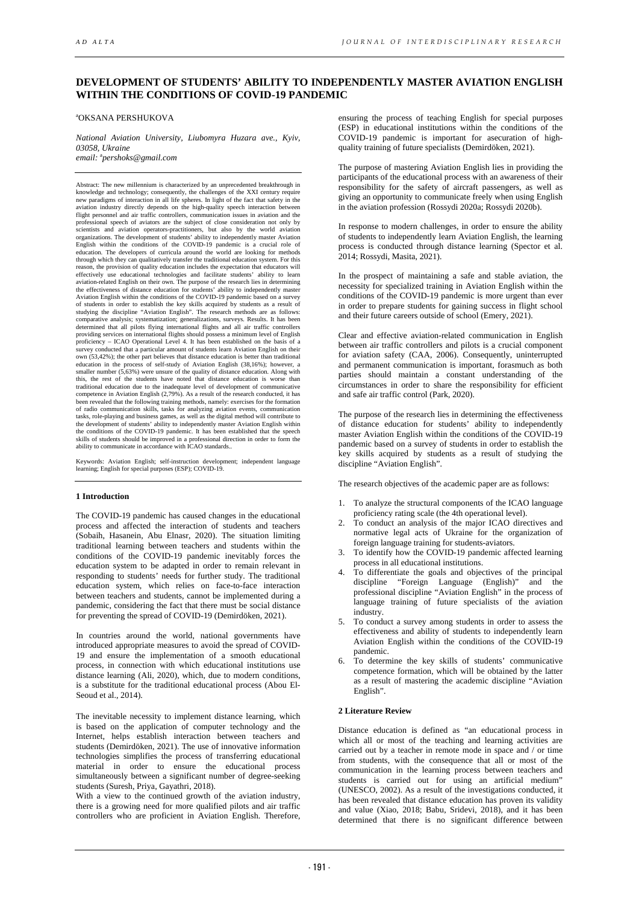# DEVELOPMENT OF STUDENTS' ABILITY TO INDEPENDENTLY MASTER AVIATION ENGLISH WITHIN THE CONDITIONS OF COVID-19 PANDEMIC

[a]OKSANA PERSHUKOVA

*National Aviation University, Liubomyra Huzara ave., Kyiv, 03058, Ukraine*
*email:* [a]*pershoks@gmail.com*

Abstract: The new millennium is characterized by an unprecedented breakthrough in knowledge and technology; consequently, the challenges of the XXI century require new paradigms of interaction in all life spheres. In light of the fact that safety in the aviation industry directly depends on the high-quality speech interaction between flight personnel and air traffic controllers, communication issues in aviation and the professional speech of aviators are the subject of close consideration not only by scientists and aviation operators-practitioners, but also by the world aviation organizations. The development of students' ability to independently master Aviation English within the conditions of the COVID-19 pandemic is a crucial role of education. The developers of curricula around the world are looking for methods through which they can qualitatively transfer the traditional education system. For this reason, the provision of quality education includes the expectation that educators will effectively use educational technologies and facilitate students' ability to learn aviation-related English on their own. The purpose of the research lies in determining the effectiveness of distance education for students' ability to independently master Aviation English within the conditions of the COVID-19 pandemic based on a survey of students in order to establish the key skills acquired by students as a result of studying the discipline "Aviation English". The research methods are as follows: comparative analysis; systematization; generalizations, surveys. Results. It has been determined that all pilots flying international flights and all air traffic controllers providing services on international flights should possess a minimum level of English proficiency – ICAO Operational Level 4. It has been established on the basis of a survey conducted that a particular amount of students learn Aviation English on their own (53,42%); the other part believes that distance education is better than traditional education in the process of self-study of Aviation English (38,16%); however, a smaller number (5,63%) were unsure of the quality of distance education. Along with this, the rest of the students have noted that distance education is worse than traditional education due to the inadequate level of development of communicative competence in Aviation English (2,79%). As a result of the research conducted, it has been revealed that the following training methods, namely: exercises for the formation of radio communication skills, tasks for analyzing aviation events, communication tasks, role-playing and business games, as well as the digital method will contribute to the development of students' ability to independently master Aviation English within the conditions of the COVID-19 pandemic. It has been established that the speech skills of students should be improved in a professional direction in order to form the ability to communicate in accordance with ICAO standards..

Keywords: Aviation English; self-instruction development; independent language learning; English for special purposes (ESP); COVID-19.

## 1 Introduction

The COVID-19 pandemic has caused changes in the educational process and affected the interaction of students and teachers (Sobaih, Hasanein, Abu Elnasr, 2020). The situation limiting traditional learning between teachers and students within the conditions of the COVID-19 pandemic inevitably forces the education system to be adapted in order to remain relevant in responding to students' needs for further study. The traditional education system, which relies on face-to-face interaction between teachers and students, cannot be implemented during a pandemic, considering the fact that there must be social distance for preventing the spread of COVID-19 (Demirdöken, 2021).

In countries around the world, national governments have introduced appropriate measures to avoid the spread of COVID-19 and ensure the implementation of a smooth educational process, in connection with which educational institutions use distance learning (Ali, 2020), which, due to modern conditions, is a substitute for the traditional educational process (Abou El-Seoud et al., 2014).

The inevitable necessity to implement distance learning, which is based on the application of computer technology and the Internet, helps establish interaction between teachers and students (Demirdöken, 2021). The use of innovative information technologies simplifies the process of transferring educational material in order to ensure the educational process simultaneously between a significant number of degree-seeking students (Suresh, Priya, Gayathri, 2018).

With a view to the continued growth of the aviation industry, there is a growing need for more qualified pilots and air traffic controllers who are proficient in Aviation English. Therefore, ensuring the process of teaching English for special purposes (ESP) in educational institutions within the conditions of the COVID-19 pandemic is important for asecuration of high-quality training of future specialists (Demirdöken, 2021).

The purpose of mastering Aviation English lies in providing the participants of the educational process with an awareness of their responsibility for the safety of aircraft passengers, as well as giving an opportunity to communicate freely when using English in the aviation profession (Rossydi 2020a; Rossydi 2020b).

In response to modern challenges, in order to ensure the ability of students to independently learn Aviation English, the learning process is conducted through distance learning (Spector et al. 2014; Rossydi, Masita, 2021).

In the prospect of maintaining a safe and stable aviation, the necessity for specialized training in Aviation English within the conditions of the COVID-19 pandemic is more urgent than ever in order to prepare students for gaining success in flight school and their future careers outside of school (Emery, 2021).

Clear and effective aviation-related communication in English between air traffic controllers and pilots is a crucial component for aviation safety (CAA, 2006). Consequently, uninterrupted and permanent communication is important, forasmuch as both parties should maintain a constant understanding of the circumstances in order to share the responsibility for efficient and safe air traffic control (Park, 2020).

The purpose of the research lies in determining the effectiveness of distance education for students' ability to independently master Aviation English within the conditions of the COVID-19 pandemic based on a survey of students in order to establish the key skills acquired by students as a result of studying the discipline "Aviation English".

The research objectives of the academic paper are as follows:

1. To analyze the structural components of the ICAO language proficiency rating scale (the 4th operational level).
2. To conduct an analysis of the major ICAO directives and normative legal acts of Ukraine for the organization of foreign language training for students-aviators.
3. To identify how the COVID-19 pandemic affected learning process in all educational institutions.
4. To differentiate the goals and objectives of the principal discipline "Foreign Language (English)" and the professional discipline "Aviation English" in the process of language training of future specialists of the aviation industry.
5. To conduct a survey among students in order to assess the effectiveness and ability of students to independently learn Aviation English within the conditions of the COVID-19 pandemic.
6. To determine the key skills of students' communicative competence formation, which will be obtained by the latter as a result of mastering the academic discipline "Aviation English".

## 2 Literature Review

Distance education is defined as "an educational process in which all or most of the teaching and learning activities are carried out by a teacher in remote mode in space and / or time from students, with the consequence that all or most of the communication in the learning process between teachers and students is carried out for using an artificial medium" (UNESCO, 2002). As a result of the investigations conducted, it has been revealed that distance education has proven its validity and value (Xiao, 2018; Babu, Sridevi, 2018), and it has been determined that there is no significant difference between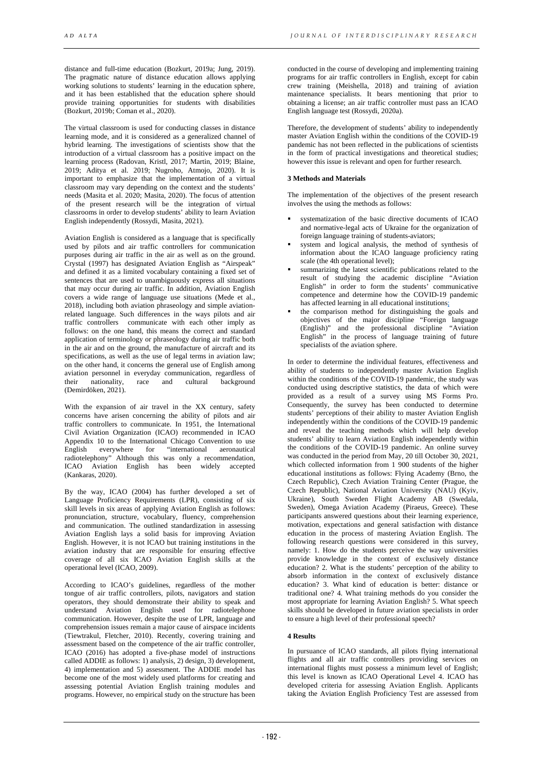distance and full-time education (Bozkurt, 2019a; Jung, 2019). The pragmatic nature of distance education allows applying working solutions to students' learning in the education sphere, and it has been established that the education sphere should provide training opportunities for students with disabilities (Bozkurt, 2019b; Coman et al., 2020).

The virtual classroom is used for conducting classes in distance learning mode, and it is considered as a generalized channel of hybrid learning. The investigations of scientists show that the introduction of a virtual classroom has a positive impact on the learning process (Radovan, Kristl, 2017; Martin, 2019; Blaine, 2019; Aditya et al. 2019; Nugroho, Atmojo, 2020). It is important to emphasize that the implementation of a virtual classroom may vary depending on the context and the students' needs (Masita et al. 2020; Masita, 2020). The focus of attention of the present research will be the integration of virtual classrooms in order to develop students' ability to learn Aviation English independently (Rossydi, Masita, 2021).

Aviation English is considered as a language that is specifically used by pilots and air traffic controllers for communication purposes during air traffic in the air as well as on the ground. Crystal (1997) has designated Aviation English as "Airspeak" and defined it as a limited vocabulary containing a fixed set of sentences that are used to unambiguously express all situations that may occur during air traffic. In addition, Aviation English covers a wide range of language use situations (Mede et al., 2018), including both aviation phraseology and simple aviation-related language. Such differences in the ways pilots and air traffic controllers communicate with each other imply as follows: on the one hand, this means the correct and standard application of terminology or phraseology during air traffic both in the air and on the ground, the manufacture of aircraft and its specifications, as well as the use of legal terms in aviation law; on the other hand, it concerns the general use of English among aviation personnel in everyday communication, regardless of their nationality, race and cultural background (Demirdöken, 2021).

With the expansion of air travel in the XX century, safety concerns have arisen concerning the ability of pilots and air traffic controllers to communicate. In 1951, the International Civil Aviation Organization (ICAO) recommended in ICAO Appendix 10 to the International Chicago Convention to use English everywhere for "international aeronautical radiotelephony" Although this was only a recommendation, ICAO Aviation English has been widely accepted (Kankaras, 2020).

By the way, ICAO (2004) has further developed a set of Language Proficiency Requirements (LPR), consisting of six skill levels in six areas of applying Aviation English as follows: pronunciation, structure, vocabulary, fluency, comprehension and communication. The outlined standardization in assessing Aviation English lays a solid basis for improving Aviation English. However, it is not ICAO but training institutions in the aviation industry that are responsible for ensuring effective coverage of all six ICAO Aviation English skills at the operational level (ICAO, 2009).

According to ICAO's guidelines, regardless of the mother tongue of air traffic controllers, pilots, navigators and station operators, they should demonstrate their ability to speak and understand Aviation English used for radiotelephone communication. However, despite the use of LPR, language and comprehension issues remain a major cause of airspace incidents (Tiewtrakul, Fletcher, 2010). Recently, covering training and assessment based on the competence of the air traffic controller, ICAO (2016) has adopted a five-phase model of instructions called ADDIE as follows: 1) analysis, 2) design, 3) development, 4) implementation and 5) assessment. The ADDIE model has become one of the most widely used platforms for creating and assessing potential Aviation English training modules and programs. However, no empirical study on the structure has been conducted in the course of developing and implementing training programs for air traffic controllers in English, except for cabin crew training (Meishella, 2018) and training of aviation maintenance specialists. It bears mentioning that prior to obtaining a license; an air traffic controller must pass an ICAO English language test (Rossydi, 2020a).

Therefore, the development of students' ability to independently master Aviation English within the conditions of the COVID-19 pandemic has not been reflected in the publications of scientists in the form of practical investigations and theoretical studies; however this issue is relevant and open for further research.

**3 Methods and Materials**

The implementation of the objectives of the present research involves the using the methods as follows:

- systematization of the basic directive documents of ICAO and normative-legal acts of Ukraine for the organization of foreign language training of students-aviators;
- system and logical analysis, the method of synthesis of information about the ICAO language proficiency rating scale (the 4th operational level);
- summarizing the latest scientific publications related to the result of studying the academic discipline "Aviation English" in order to form the students' communicative competence and determine how the COVID-19 pandemic has affected learning in all educational institutions;
- the comparison method for distinguishing the goals and objectives of the major discipline "Foreign language (English)" and the professional discipline "Aviation English" in the process of language training of future specialists of the aviation sphere.

In order to determine the individual features, effectiveness and ability of students to independently master Aviation English within the conditions of the COVID-19 pandemic, the study was conducted using descriptive statistics, the data of which were provided as a result of a survey using MS Forms Pro. Consequently, the survey has been conducted to determine students' perceptions of their ability to master Aviation English independently within the conditions of the COVID-19 pandemic and reveal the teaching methods which will help develop students' ability to learn Aviation English independently within the conditions of the COVID-19 pandemic. An online survey was conducted in the period from May, 20 till October 30, 2021, which collected information from 1 900 students of the higher educational institutions as follows: Flying Academy (Brno, the Czech Republic), Czech Aviation Training Center (Prague, the Czech Republic), National Aviation University (NAU) (Kyiv, Ukraine), South Sweden Flight Academy AB (Swedala, Sweden), Omega Aviation Academy (Piraeus, Greece). These participants answered questions about their learning experience, motivation, expectations and general satisfaction with distance education in the process of mastering Aviation English. The following research questions were considered in this survey, namely: 1. How do the students perceive the way universities provide knowledge in the context of exclusively distance education? 2. What is the students' perception of the ability to absorb information in the context of exclusively distance education? 3. What kind of education is better: distance or traditional one? 4. What training methods do you consider the most appropriate for learning Aviation English? 5. What speech skills should be developed in future aviation specialists in order to ensure a high level of their professional speech?

**4 Results**

In pursuance of ICAO standards, all pilots flying international flights and all air traffic controllers providing services on international flights must possess a minimum level of English; this level is known as ICAO Operational Level 4. ICAO has developed criteria for assessing Aviation English. Applicants taking the Aviation English Proficiency Test are assessed from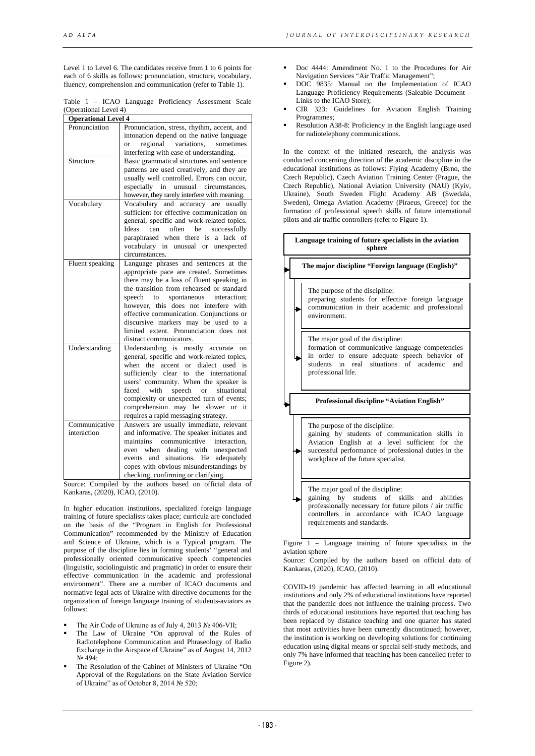Level 1 to Level 6. The candidates receive from 1 to 6 points for each of 6 skills as follows: pronunciation, structure, vocabulary, fluency, comprehension and communication (refer to Table 1).

Table 1 – ICAO Language Proficiency Assessment Scale (Operational Level 4)

| **Operational Level 4** | |
|---|---|
| Pronunciation | Pronunciation, stress, rhythm, accent, and intonation depend on the native language or regional variations, sometimes interfering with ease of understanding. |
| Structure | Basic grammatical structures and sentence patterns are used creatively, and they are usually well controlled. Errors can occur, especially in unusual circumstances, however, they rarely interfere with meaning. |
| Vocabulary | Vocabulary and accuracy are usually sufficient for effective communication on general, specific and work-related topics. Ideas can often be successfully paraphrased when there is a lack of vocabulary in unusual or unexpected circumstances. |
| Fluent speaking | Language phrases and sentences at the appropriate pace are created. Sometimes there may be a loss of fluent speaking in the transition from rehearsed or standard speech to spontaneous interaction; however, this does not interfere with effective communication. Conjunctions or discursive markers may be used to a limited extent. Pronunciation does not distract communicators. |
| Understanding | Understanding is mostly accurate on general, specific and work-related topics, when the accent or dialect used is sufficiently clear to the international users' community. When the speaker is faced with speech or situational complexity or unexpected turn of events; comprehension may be slower or it requires a rapid messaging strategy. |
| Communicative interaction | Answers are usually immediate, relevant and informative. The speaker initiates and maintains communicative interaction, even when dealing with unexpected events and situations. He adequately copes with obvious misunderstandings by checking, confirming or clarifying. |

Source: Compiled by the authors based on official data of Kankaras, (2020), ICAO, (2010).

In higher education institutions, specialized foreign language training of future specialists takes place; curricula are concluded on the basis of the "Program in English for Professional Communication" recommended by the Ministry of Education and Science of Ukraine, which is a Typical program. The purpose of the discipline lies in forming students' "general and professionally oriented communicative speech competencies (linguistic, sociolinguistic and pragmatic) in order to ensure their effective communication in the academic and professional environment". There are a number of ICAO documents and normative legal acts of Ukraine with directive documents for the organization of foreign language training of students-aviators as follows:

- The Air Code of Ukraine as of July 4, 2013 № 406-VII;
- The Law of Ukraine "On approval of the Rules of Radiotelephone Communication and Phraseology of Radio Exchange in the Airspace of Ukraine" as of August 14, 2012 № 494;
- The Resolution of the Cabinet of Ministers of Ukraine "On Approval of the Regulations on the State Aviation Service of Ukraine" as of October 8, 2014 № 520;
- Doc 4444: Amendment No. 1 to the Procedures for Air Navigation Services "Air Traffic Management";
- DOC 9835: Manual on the Implementation of ICAO Language Proficiency Requirements (Saleable Document – Links to the ICAO Store);
- CIR 323: Guidelines for Aviation English Training Programmes;
- Resolution A38-8: Proficiency in the English language used for radiotelephony communications.

In the context of the initiated research, the analysis was conducted concerning direction of the academic discipline in the educational institutions as follows: Flying Academy (Brno, the Czech Republic), Czech Aviation Training Center (Prague, the Czech Republic), National Aviation University (NAU) (Kyiv, Ukraine), South Sweden Flight Academy AB (Swedala, Sweden), Omega Aviation Academy (Piraeus, Greece) for the formation of professional speech skills of future international pilots and air traffic controllers (refer to Figure 1).

**Language training of future specialists in the aviation sphere**

**The major discipline "Foreign language (English)"**

The purpose of the discipline: preparing students for effective foreign language communication in their academic and professional environment.

The major goal of the discipline: formation of communicative language competencies in order to ensure adequate speech behavior of students in real situations of academic and professional life.

**Professional discipline "Aviation English"**

The purpose of the discipline: gaining by students of communication skills in Aviation English at a level sufficient for the successful performance of professional duties in the workplace of the future specialist.

The major goal of the discipline: gaining by students of skills and abilities professionally necessary for future pilots / air traffic controllers in accordance with ICAO language requirements and standards.

Figure 1 – Language training of future specialists in the aviation sphere
Source: Compiled by the authors based on official data of Kankaras, (2020), ICAO, (2010).

COVID-19 pandemic has affected learning in all educational institutions and only 2% of educational institutions have reported that the pandemic does not influence the training process. Two thirds of educational institutions have reported that teaching has been replaced by distance teaching and one quarter has stated that most activities have been currently discontinued; however, the institution is working on developing solutions for continuing education using digital means or special self-study methods, and only 7% have informed that teaching has been cancelled (refer to Figure 2).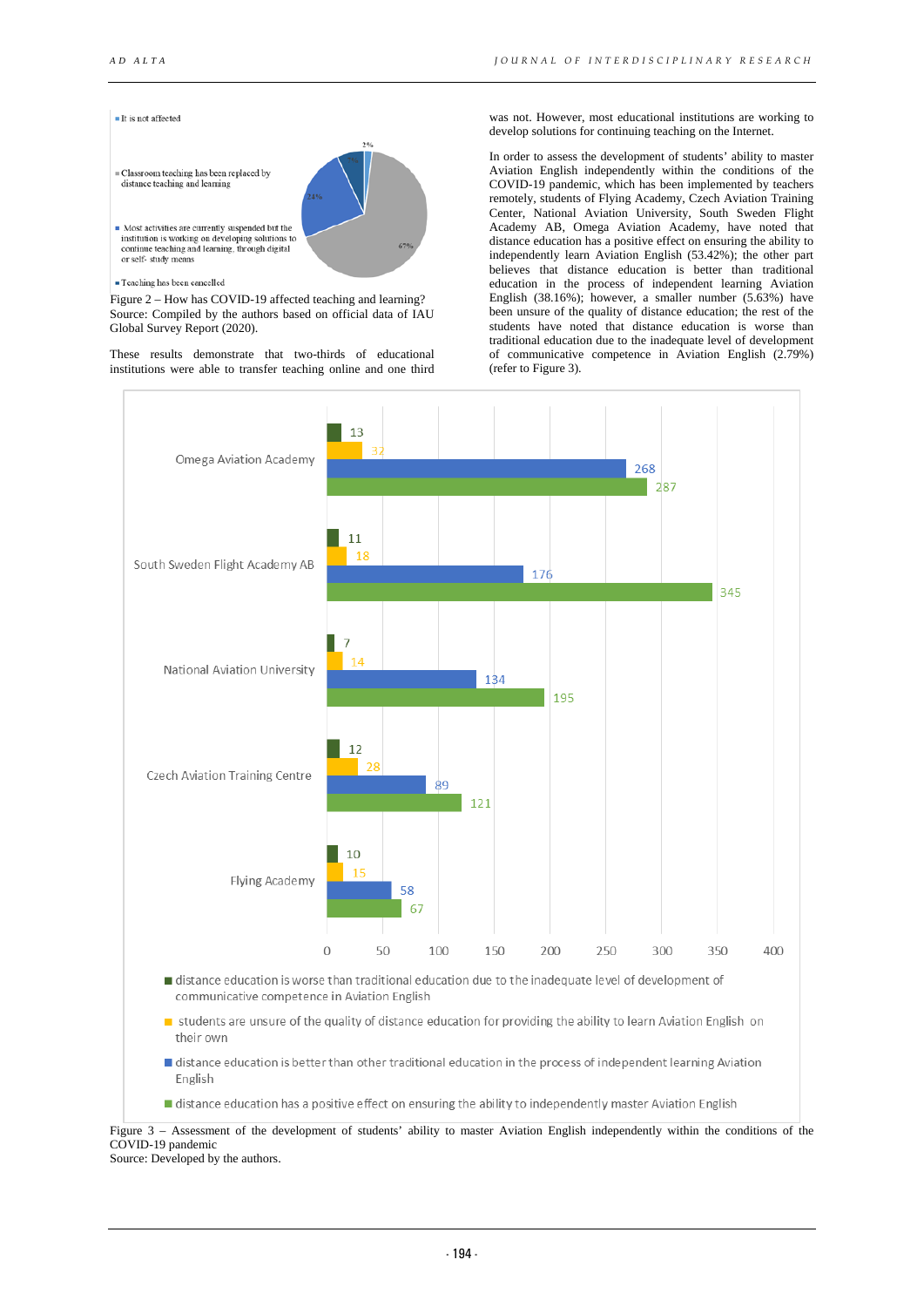- It is not affected
- Classroom teaching has been replaced by distance teaching and learning
- Most activities are currently suspended but the institution is working on developing solutions to continue teaching and learning, through digital or self- study means
- Teaching has been cancelled

2% 7% 24% 67%

Figure 2 – How has COVID-19 affected teaching and learning?
Source: Compiled by the authors based on official data of IAU Global Survey Report (2020).

These results demonstrate that two-thirds of educational institutions were able to transfer teaching online and one third was not. However, most educational institutions are working to develop solutions for continuing teaching on the Internet.

In order to assess the development of students' ability to master Aviation English independently within the conditions of the COVID-19 pandemic, which has been implemented by teachers remotely, students of Flying Academy, Czech Aviation Training Center, National Aviation University, South Sweden Flight Academy AB, Omega Aviation Academy, have noted that distance education has a positive effect on ensuring the ability to independently learn Aviation English (53.42%); the other part believes that distance education is better than traditional education in the process of independent learning Aviation English (38.16%); however, a smaller number (5.63%) have been unsure of the quality of distance education; the rest of the students have noted that distance education is worse than traditional education due to the inadequate level of development of communicative competence in Aviation English (2.79%) (refer to Figure 3).

| | Omega Aviation Academy | South Sweden Flight Academy AB | National Aviation University | Czech Aviation Training Centre | Flying Academy |
|---|---|---|---|---|---|
| distance education is worse than traditional education due to the inadequate level of development of communicative competence in Aviation English | 13 | 11 | 7 | 12 | 10 |
| students are unsure of the quality of distance education for providing the ability to learn Aviation English on their own | 32 | 18 | 14 | 28 | 15 |
| distance education is better than other traditional education in the process of independent learning Aviation English | 268 | 176 | 134 | 89 | 58 |
| distance education has a positive effect on ensuring the ability to independently master Aviation English | 287 | 345 | 195 | 121 | 67 |

Figure 3 – Assessment of the development of students' ability to master Aviation English independently within the conditions of the COVID-19 pandemic
Source: Developed by the authors.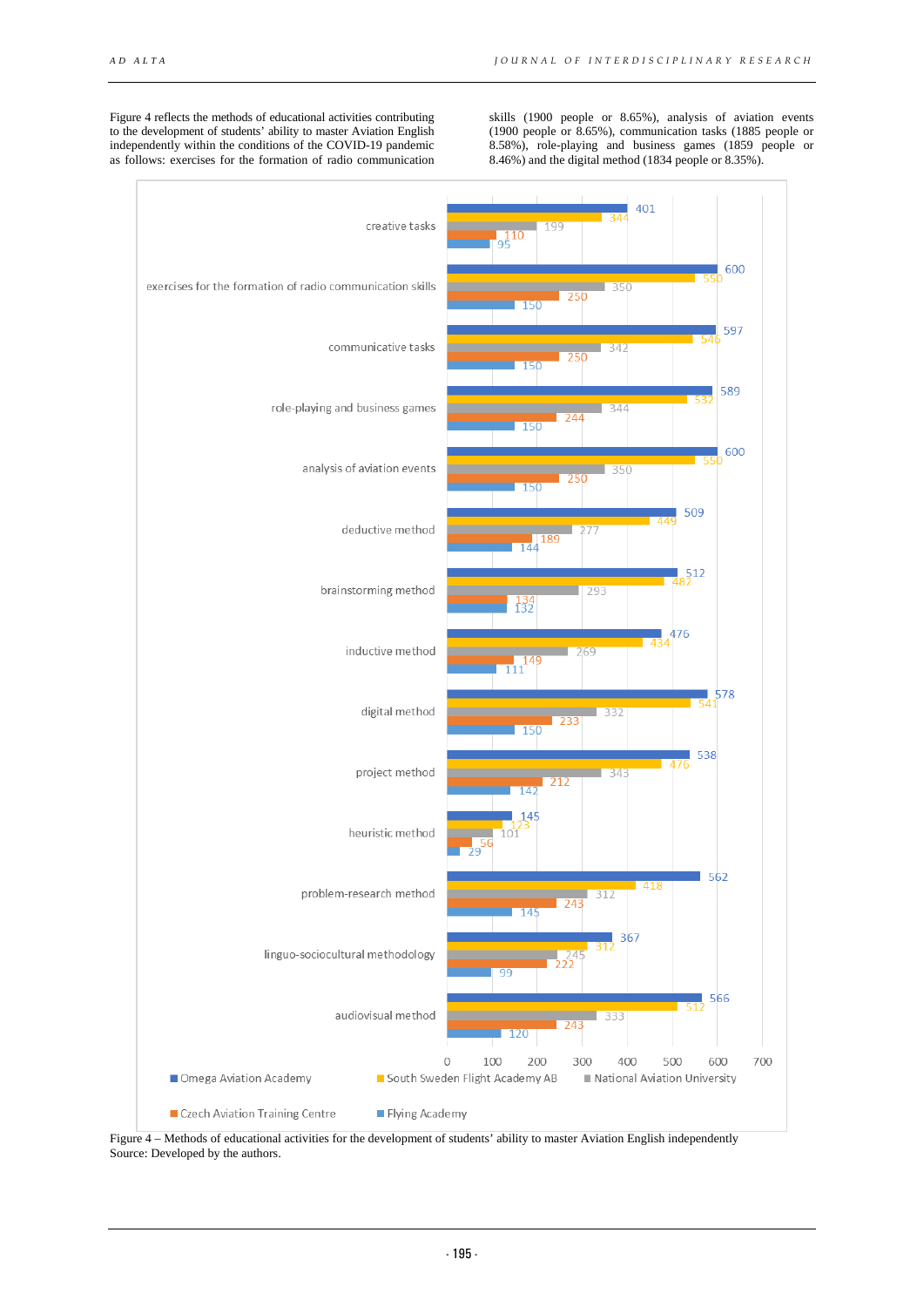Figure 4 reflects the methods of educational activities contributing to the development of students' ability to master Aviation English independently within the conditions of the COVID-19 pandemic as follows: exercises for the formation of radio communication skills (1900 people or 8.65%), analysis of aviation events (1900 people or 8.65%), communication tasks (1885 people or 8.58%), role-playing and business games (1859 people or 8.46%) and the digital method (1834 people or 8.35%).

| Method | Omega Aviation Academy | South Sweden Flight Academy AB | National Aviation University | Czech Aviation Training Centre | Flying Academy |
|---|---|---|---|---|---|
| creative tasks | 401 | 344 | 199 | 110 | 95 |
| exercises for the formation of radio communication skills | 600 | 550 | 350 | 250 | 150 |
| communicative tasks | 597 | 546 | 342 | 250 | 150 |
| role-playing and business games | 589 | 532 | 344 | 244 | 150 |
| analysis of aviation events | 600 | 550 | 350 | 250 | 150 |
| deductive method | 509 | 449 | 277 | 189 | 144 |
| brainstorming method | 512 | 482 | 293 | 134 | 132 |
| inductive method | 476 | 434 | 269 | 149 | 111 |
| digital method | 578 | 541 | 332 | 233 | 150 |
| project method | 538 | 476 | 343 | 212 | 142 |
| heuristic method | 145 | 123 | 101 | 56 | 29 |
| problem-research method | 562 | 418 | 312 | 243 | 145 |
| linguo-sociocultural methodology | 367 | 312 | 245 | 222 | 99 |
| audiovisual method | 566 | 512 | 333 | 243 | 120 |

Figure 4 – Methods of educational activities for the development of students' ability to master Aviation English independently
Source: Developed by the authors.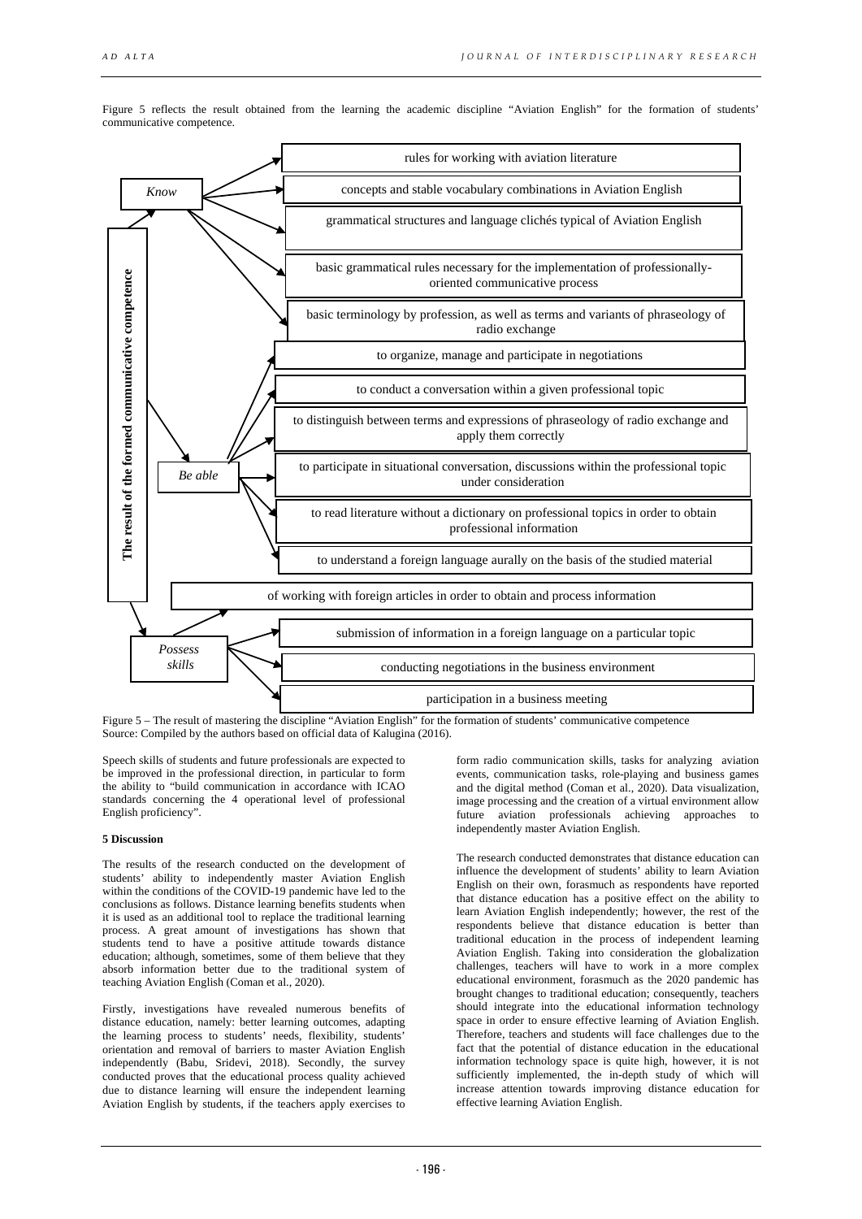Figure 5 reflects the result obtained from the learning the academic discipline "Aviation English" for the formation of students' communicative competence.

**The result of the formed communicative competence**

*Know*
- rules for working with aviation literature
- concepts and stable vocabulary combinations in Aviation English
- grammatical structures and language clichés typical of Aviation English
- basic grammatical rules necessary for the implementation of professionally-oriented communicative process
- basic terminology by profession, as well as terms and variants of phraseology of radio exchange

*Be able*
- to organize, manage and participate in negotiations
- to conduct a conversation within a given professional topic
- to distinguish between terms and expressions of phraseology of radio exchange and apply them correctly
- to participate in situational conversation, discussions within the professional topic under consideration
- to read literature without a dictionary on professional topics in order to obtain professional information
- to understand a foreign language aurally on the basis of the studied material

*Possess skills*
- of working with foreign articles in order to obtain and process information
- submission of information in a foreign language on a particular topic
- conducting negotiations in the business environment
- participation in a business meeting

Figure 5 – The result of mastering the discipline "Aviation English" for the formation of students' communicative competence
Source: Compiled by the authors based on official data of Kalugina (2016).

Speech skills of students and future professionals are expected to be improved in the professional direction, in particular to form the ability to "build communication in accordance with ICAO standards concerning the 4 operational level of professional English proficiency".

## 5 Discussion

The results of the research conducted on the development of students' ability to independently master Aviation English within the conditions of the COVID-19 pandemic have led to the conclusions as follows. Distance learning benefits students when it is used as an additional tool to replace the traditional learning process. A great amount of investigations has shown that students tend to have a positive attitude towards distance education; although, sometimes, some of them believe that they absorb information better due to the traditional system of teaching Aviation English (Coman et al., 2020).

Firstly, investigations have revealed numerous benefits of distance education, namely: better learning outcomes, adapting the learning process to students' needs, flexibility, students' orientation and removal of barriers to master Aviation English independently (Babu, Sridevi, 2018). Secondly, the survey conducted proves that the educational process quality achieved due to distance learning will ensure the independent learning Aviation English by students, if the teachers apply exercises to form radio communication skills, tasks for analyzing aviation events, communication tasks, role-playing and business games and the digital method (Coman et al., 2020). Data visualization, image processing and the creation of a virtual environment allow future aviation professionals achieving approaches to independently master Aviation English.

The research conducted demonstrates that distance education can influence the development of students' ability to learn Aviation English on their own, forasmuch as respondents have reported that distance education has a positive effect on the ability to learn Aviation English independently; however, the rest of the respondents believe that distance education is better than traditional education in the process of independent learning Aviation English. Taking into consideration the globalization challenges, teachers will have to work in a more complex educational environment, forasmuch as the 2020 pandemic has brought changes to traditional education; consequently, teachers should integrate into the educational information technology space in order to ensure effective learning of Aviation English. Therefore, teachers and students will face challenges due to the fact that the potential of distance education in the educational information technology space is quite high, however, it is not sufficiently implemented, the in-depth study of which will increase attention towards improving distance education for effective learning Aviation English.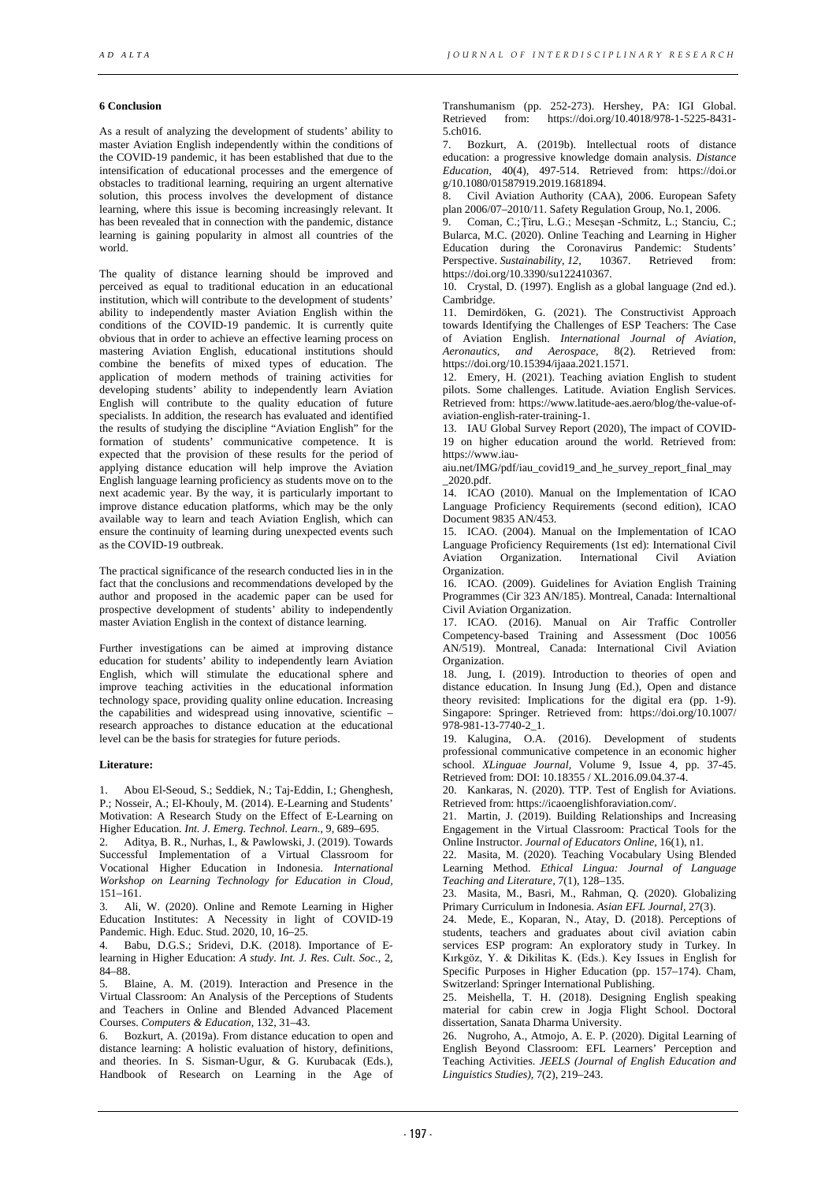### 6 Conclusion

As a result of analyzing the development of students' ability to master Aviation English independently within the conditions of the COVID-19 pandemic, it has been established that due to the intensification of educational processes and the emergence of obstacles to traditional learning, requiring an urgent alternative solution, this process involves the development of distance learning, where this issue is becoming increasingly relevant. It has been revealed that in connection with the pandemic, distance learning is gaining popularity in almost all countries of the world.

The quality of distance learning should be improved and perceived as equal to traditional education in an educational institution, which will contribute to the development of students' ability to independently master Aviation English within the conditions of the COVID-19 pandemic. It is currently quite obvious that in order to achieve an effective learning process on mastering Aviation English, educational institutions should combine the benefits of mixed types of education. The application of modern methods of training activities for developing students' ability to independently learn Aviation English will contribute to the quality education of future specialists. In addition, the research has evaluated and identified the results of studying the discipline "Aviation English" for the formation of students' communicative competence. It is expected that the provision of these results for the period of applying distance education will help improve the Aviation English language learning proficiency as students move on to the next academic year. By the way, it is particularly important to improve distance education platforms, which may be the only available way to learn and teach Aviation English, which can ensure the continuity of learning during unexpected events such as the COVID-19 outbreak.

The practical significance of the research conducted lies in in the fact that the conclusions and recommendations developed by the author and proposed in the academic paper can be used for prospective development of students' ability to independently master Aviation English in the context of distance learning.

Further investigations can be aimed at improving distance education for students' ability to independently learn Aviation English, which will stimulate the educational sphere and improve teaching activities in the educational information technology space, providing quality online education. Increasing the capabilities and widespread using innovative, scientific – research approaches to distance education at the educational level can be the basis for strategies for future periods.

### Literature:

1. Abou El-Seoud, S.; Seddiek, N.; Taj-Eddin, I.; Ghenghesh, P.; Nosseir, A.; El-Khouly, M. (2014). E-Learning and Students' Motivation: A Research Study on the Effect of E-Learning on Higher Education. *Int. J. Emerg. Technol. Learn.*, 9, 689–695.
2. Aditya, B. R., Nurhas, I., & Pawlowski, J. (2019). Towards Successful Implementation of a Virtual Classroom for Vocational Higher Education in Indonesia. *International Workshop on Learning Technology for Education in Cloud*, 151–161.
3. Ali, W. (2020). Online and Remote Learning in Higher Education Institutes: A Necessity in light of COVID-19 Pandemic. High. Educ. Stud. 2020, 10, 16–25.
4. Babu, D.G.S.; Sridevi, D.K. (2018). Importance of E-learning in Higher Education: *A study. Int. J. Res. Cult. Soc.*, 2, 84–88.
5. Blaine, A. M. (2019). Interaction and Presence in the Virtual Classroom: An Analysis of the Perceptions of Students and Teachers in Online and Blended Advanced Placement Courses. *Computers & Education*, 132, 31–43.
6. Bozkurt, A. (2019a). From distance education to open and distance learning: A holistic evaluation of history, definitions, and theories. In S. Sisman-Ugur, & G. Kurubacak (Eds.), Handbook of Research on Learning in the Age of Transhumanism (pp. 252-273). Hershey, PA: IGI Global. Retrieved from: https://doi.org/10.4018/978-1-5225-8431-5.ch016.
7. Bozkurt, A. (2019b). Intellectual roots of distance education: a progressive knowledge domain analysis. *Distance Education*, 40(4), 497-514. Retrieved from: https://doi.org/10.1080/01587919.2019.1681894.
8. Civil Aviation Authority (CAA), 2006. European Safety plan 2006/07–2010/11. Safety Regulation Group, No.1, 2006.
9. Coman, C.; Țîru, L.G.; Meseșan -Schmitz, L.; Stanciu, C.; Bularca, M.C. (2020). Online Teaching and Learning in Higher Education during the Coronavirus Pandemic: Students' Perspective. *Sustainability, 12*, 10367. Retrieved from: https://doi.org/10.3390/su122410367.
10. Crystal, D. (1997). English as a global language (2nd ed.). Cambridge.
11. Demirdöken, G. (2021). The Constructivist Approach towards Identifying the Challenges of ESP Teachers: The Case of Aviation English. *International Journal of Aviation, Aeronautics, and Aerospace*, 8(2). Retrieved from: https://doi.org/10.15394/ijaaa.2021.1571.
12. Emery, H. (2021). Teaching aviation English to student pilots. Some challenges. Latitude. Aviation English Services. Retrieved from: https://www.latitude-aes.aero/blog/the-value-of-aviation-english-rater-training-1.
13. IAU Global Survey Report (2020), The impact of COVID-19 on higher education around the world. Retrieved from: https://www.iau-aiu.net/IMG/pdf/iau_covid19_and_he_survey_report_final_may_2020.pdf.
14. ICAO (2010). Manual on the Implementation of ICAO Language Proficiency Requirements (second edition), ICAO Document 9835 AN/453.
15. ICAO. (2004). Manual on the Implementation of ICAO Language Proficiency Requirements (1st ed): International Civil Aviation Organization. International Civil Aviation Organization.
16. ICAO. (2009). Guidelines for Aviation English Training Programmes (Cir 323 AN/185). Montreal, Canada: Internaltional Civil Aviation Organization.
17. ICAO. (2016). Manual on Air Traffic Controller Competency-based Training and Assessment (Doc 10056 AN/519). Montreal, Canada: International Civil Aviation Organization.
18. Jung, I. (2019). Introduction to theories of open and distance education. In Insung Jung (Ed.), Open and distance theory revisited: Implications for the digital era (pp. 1-9). Singapore: Springer. Retrieved from: https://doi.org/10.1007/978-981-13-7740-2_1.
19. Kalugina, O.A. (2016). Development of students professional communicative competence in an economic higher school. *XLinguae Journal*, Volume 9, Issue 4, pp. 37-45. Retrieved from: DOI: 10.18355 / XL.2016.09.04.37-4.
20. Kankaras, N. (2020). TTP. Test of English for Aviations. Retrieved from: https://icaoenglishforaviation.com/.
21. Martin, J. (2019). Building Relationships and Increasing Engagement in the Virtual Classroom: Practical Tools for the Online Instructor. *Journal of Educators Online*, 16(1), n1.
22. Masita, M. (2020). Teaching Vocabulary Using Blended Learning Method. *Ethical Lingua: Journal of Language Teaching and Literature*, 7(1), 128–135.
23. Masita, M., Basri, M., Rahman, Q. (2020). Globalizing Primary Curriculum in Indonesia. *Asian EFL Journal*, 27(3).
24. Mede, E., Koparan, N., Atay, D. (2018). Perceptions of students, teachers and graduates about civil aviation cabin services ESP program: An exploratory study in Turkey. In Kırkgöz, Y. & Dikilitas K. (Eds.). Key Issues in English for Specific Purposes in Higher Education (pp. 157–174). Cham, Switzerland: Springer International Publishing.
25. Meishella, T. H. (2018). Designing English speaking material for cabin crew in Jogja Flight School. Doctoral dissertation, Sanata Dharma University.
26. Nugroho, A., Atmojo, A. E. P. (2020). Digital Learning of English Beyond Classroom: EFL Learners' Perception and Teaching Activities. *JEELS (Journal of English Education and Linguistics Studies)*, 7(2), 219–243.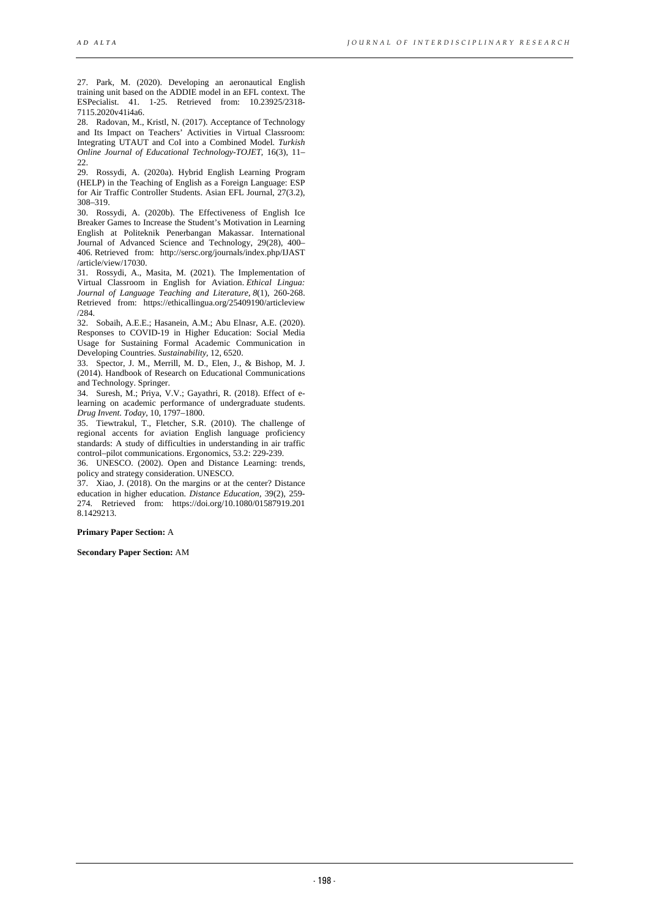27. Park, M. (2020). Developing an aeronautical English training unit based on the ADDIE model in an EFL context. The ESPecialist. 41. 1-25. Retrieved from: 10.23925/2318-7115.2020v41i4a6.

28. Radovan, M., Kristl, N. (2017). Acceptance of Technology and Its Impact on Teachers' Activities in Virtual Classroom: Integrating UTAUT and CoI into a Combined Model. *Turkish Online Journal of Educational Technology-TOJET*, 16(3), 11–22.

29. Rossydi, A. (2020a). Hybrid English Learning Program (HELP) in the Teaching of English as a Foreign Language: ESP for Air Traffic Controller Students. Asian EFL Journal, 27(3.2), 308–319.

30. Rossydi, A. (2020b). The Effectiveness of English Ice Breaker Games to Increase the Student's Motivation in Learning English at Politeknik Penerbangan Makassar. International Journal of Advanced Science and Technology, 29(28), 400–406. Retrieved from: http://sersc.org/journals/index.php/IJAST/article/view/17030.

31. Rossydi, A., Masita, M. (2021). The Implementation of Virtual Classroom in English for Aviation. *Ethical Lingua: Journal of Language Teaching and Literature*, *8*(1), 260-268. Retrieved from: https://ethicallingua.org/25409190/articleview/284.

32. Sobaih, A.E.E.; Hasanein, A.M.; Abu Elnasr, A.E. (2020). Responses to COVID-19 in Higher Education: Social Media Usage for Sustaining Formal Academic Communication in Developing Countries. *Sustainability*, 12, 6520.

33. Spector, J. M., Merrill, M. D., Elen, J., & Bishop, M. J. (2014). Handbook of Research on Educational Communications and Technology. Springer.

34. Suresh, M.; Priya, V.V.; Gayathri, R. (2018). Effect of e-learning on academic performance of undergraduate students. *Drug Invent. Today*, 10, 1797–1800.

35. Tiewtrakul, T., Fletcher, S.R. (2010). The challenge of regional accents for aviation English language proficiency standards: A study of difficulties in understanding in air traffic control–pilot communications. Ergonomics, 53.2: 229-239.

36. UNESCO. (2002). Open and Distance Learning: trends, policy and strategy consideration. UNESCO.

37. Xiao, J. (2018). On the margins or at the center? Distance education in higher education. *Distance Education*, 39(2), 259-274. Retrieved from: https://doi.org/10.1080/01587919.2018.1429213.

**Primary Paper Section:** A

**Secondary Paper Section:** AM